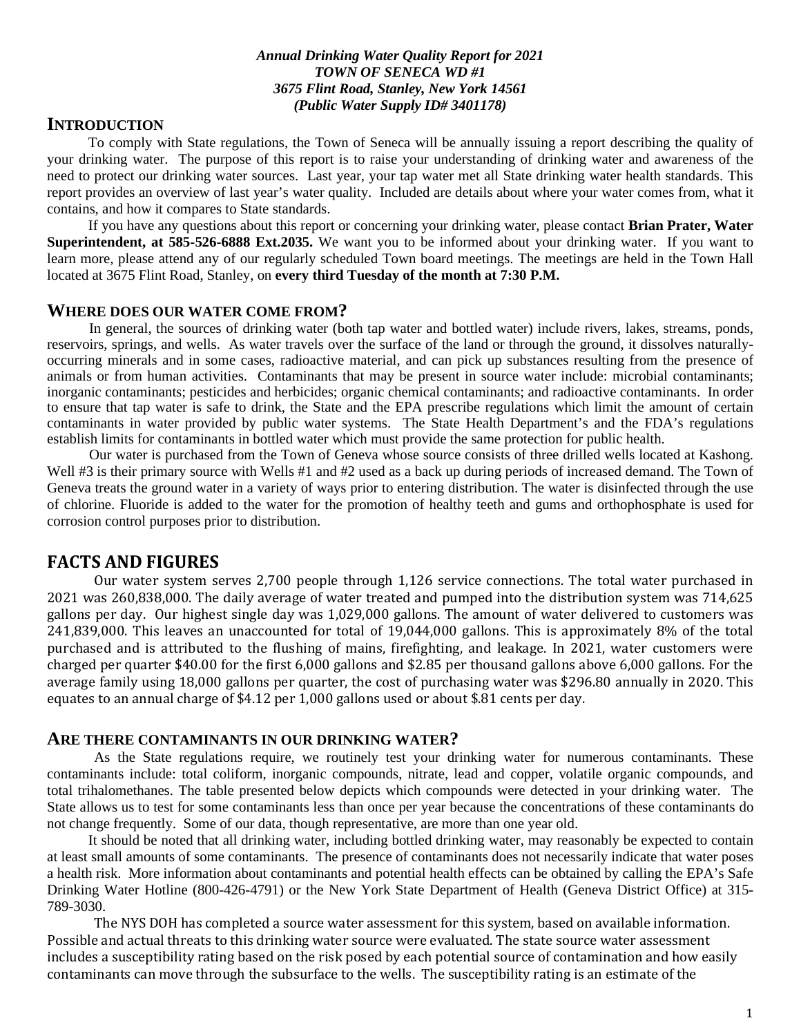***Annual Drinking Water Quality Report for 2021***
***TOWN OF SENECA WD #1***
***3675 Flint Road, Stanley, New York 14561***
***(Public Water Supply ID# 3401178)***

## INTRODUCTION

To comply with State regulations, the Town of Seneca will be annually issuing a report describing the quality of your drinking water. The purpose of this report is to raise your understanding of drinking water and awareness of the need to protect our drinking water sources. Last year, your tap water met all State drinking water health standards. This report provides an overview of last year's water quality. Included are details about where your water comes from, what it contains, and how it compares to State standards.

If you have any questions about this report or concerning your drinking water, please contact **Brian Prater, Water Superintendent, at 585-526-6888 Ext.2035.** We want you to be informed about your drinking water. If you want to learn more, please attend any of our regularly scheduled Town board meetings. The meetings are held in the Town Hall located at 3675 Flint Road, Stanley, on **every third Tuesday of the month at 7:30 P.M.**

## WHERE DOES OUR WATER COME FROM?

In general, the sources of drinking water (both tap water and bottled water) include rivers, lakes, streams, ponds, reservoirs, springs, and wells. As water travels over the surface of the land or through the ground, it dissolves naturally-occurring minerals and in some cases, radioactive material, and can pick up substances resulting from the presence of animals or from human activities. Contaminants that may be present in source water include: microbial contaminants; inorganic contaminants; pesticides and herbicides; organic chemical contaminants; and radioactive contaminants. In order to ensure that tap water is safe to drink, the State and the EPA prescribe regulations which limit the amount of certain contaminants in water provided by public water systems. The State Health Department's and the FDA's regulations establish limits for contaminants in bottled water which must provide the same protection for public health.

Our water is purchased from the Town of Geneva whose source consists of three drilled wells located at Kashong. Well #3 is their primary source with Wells #1 and #2 used as a back up during periods of increased demand. The Town of Geneva treats the ground water in a variety of ways prior to entering distribution. The water is disinfected through the use of chlorine. Fluoride is added to the water for the promotion of healthy teeth and gums and orthophosphate is used for corrosion control purposes prior to distribution.

## FACTS AND FIGURES

Our water system serves 2,700 people through 1,126 service connections. The total water purchased in 2021 was 260,838,000. The daily average of water treated and pumped into the distribution system was 714,625 gallons per day. Our highest single day was 1,029,000 gallons. The amount of water delivered to customers was 241,839,000. This leaves an unaccounted for total of 19,044,000 gallons. This is approximately 8% of the total purchased and is attributed to the flushing of mains, firefighting, and leakage. In 2021, water customers were charged per quarter $40.00 for the first 6,000 gallons and $2.85 per thousand gallons above 6,000 gallons. For the average family using 18,000 gallons per quarter, the cost of purchasing water was $296.80 annually in 2020. This equates to an annual charge of $4.12 per 1,000 gallons used or about $.81 cents per day.

## ARE THERE CONTAMINANTS IN OUR DRINKING WATER?

As the State regulations require, we routinely test your drinking water for numerous contaminants. These contaminants include: total coliform, inorganic compounds, nitrate, lead and copper, volatile organic compounds, and total trihalomethanes. The table presented below depicts which compounds were detected in your drinking water. The State allows us to test for some contaminants less than once per year because the concentrations of these contaminants do not change frequently. Some of our data, though representative, are more than one year old.

It should be noted that all drinking water, including bottled drinking water, may reasonably be expected to contain at least small amounts of some contaminants. The presence of contaminants does not necessarily indicate that water poses a health risk. More information about contaminants and potential health effects can be obtained by calling the EPA's Safe Drinking Water Hotline (800-426-4791) or the New York State Department of Health (Geneva District Office) at 315-789-3030.

The NYS DOH has completed a source water assessment for this system, based on available information. Possible and actual threats to this drinking water source were evaluated. The state source water assessment includes a susceptibility rating based on the risk posed by each potential source of contamination and how easily contaminants can move through the subsurface to the wells. The susceptibility rating is an estimate of the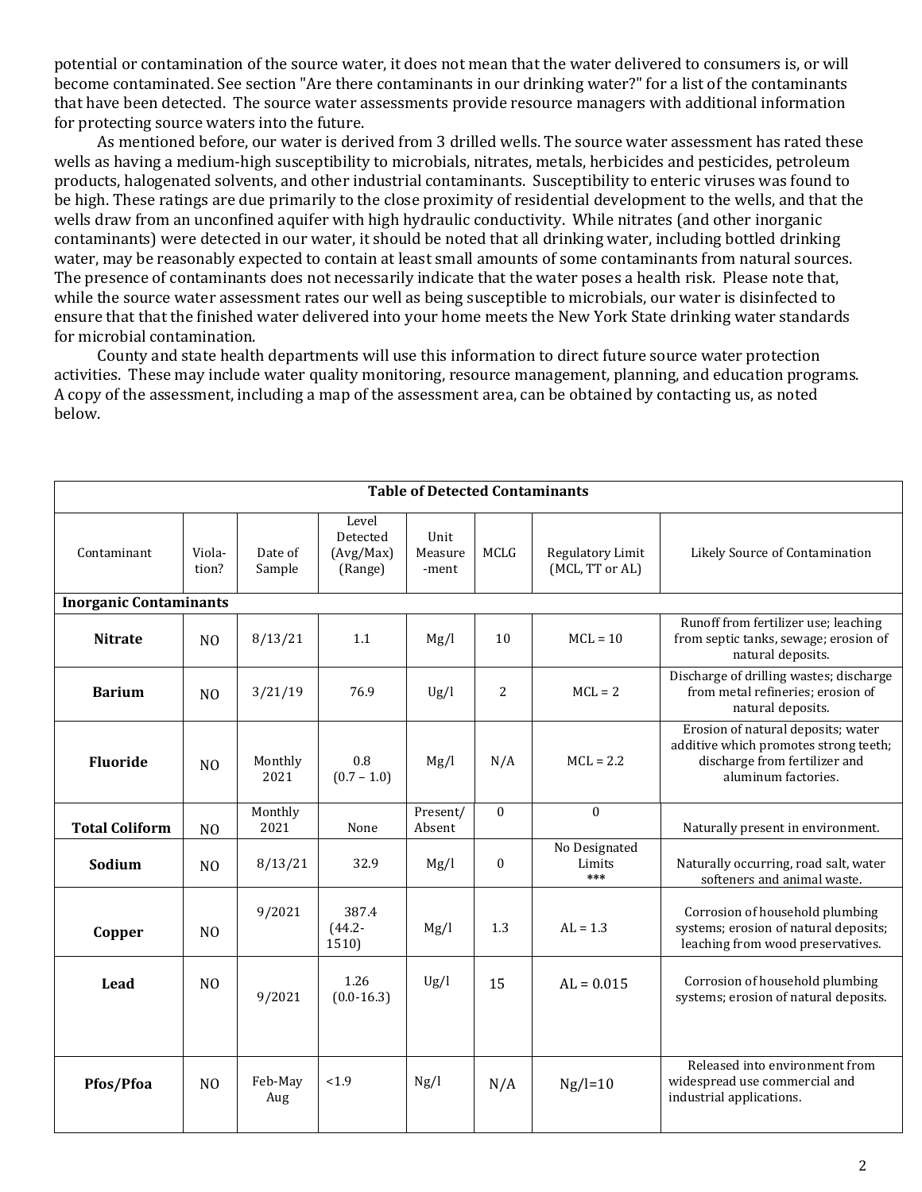potential or contamination of the source water, it does not mean that the water delivered to consumers is, or will become contaminated. See section "Are there contaminants in our drinking water?" for a list of the contaminants that have been detected. The source water assessments provide resource managers with additional information for protecting source waters into the future.

As mentioned before, our water is derived from 3 drilled wells. The source water assessment has rated these wells as having a medium-high susceptibility to microbials, nitrates, metals, herbicides and pesticides, petroleum products, halogenated solvents, and other industrial contaminants. Susceptibility to enteric viruses was found to be high. These ratings are due primarily to the close proximity of residential development to the wells, and that the wells draw from an unconfined aquifer with high hydraulic conductivity. While nitrates (and other inorganic contaminants) were detected in our water, it should be noted that all drinking water, including bottled drinking water, may be reasonably expected to contain at least small amounts of some contaminants from natural sources. The presence of contaminants does not necessarily indicate that the water poses a health risk. Please note that, while the source water assessment rates our well as being susceptible to microbials, our water is disinfected to ensure that that the finished water delivered into your home meets the New York State drinking water standards for microbial contamination.

County and state health departments will use this information to direct future source water protection activities. These may include water quality monitoring, resource management, planning, and education programs. A copy of the assessment, including a map of the assessment area, can be obtained by contacting us, as noted below.

| Table of Detected Contaminants | | | | | | | |
|---|---|---|---|---|---|---|---|
| Contaminant | Violation? | Date of Sample | Level Detected (Avg/Max) (Range) | Unit Measurement | MCLG | Regulatory Limit (MCL, TT or AL) | Likely Source of Contamination |
| **Inorganic Contaminants** | | | | | | | |
| **Nitrate** | NO | 8/13/21 | 1.1 | Mg/l | 10 | MCL = 10 | Runoff from fertilizer use; leaching from septic tanks, sewage; erosion of natural deposits. |
| **Barium** | NO | 3/21/19 | 76.9 | Ug/l | 2 | MCL = 2 | Discharge of drilling wastes; discharge from metal refineries; erosion of natural deposits. |
| **Fluoride** | NO | Monthly 2021 | 0.8 (0.7 – 1.0) | Mg/l | N/A | MCL = 2.2 | Erosion of natural deposits; water additive which promotes strong teeth; discharge from fertilizer and aluminum factories. |
| **Total Coliform** | NO | Monthly 2021 | None | Present/ Absent | 0 | 0 | Naturally present in environment. |
| **Sodium** | NO | 8/13/21 | 32.9 | Mg/l | 0 | No Designated Limits *** | Naturally occurring, road salt, water softeners and animal waste. |
| **Copper** | NO | 9/2021 | 387.4 (44.2-1510) | Mg/l | 1.3 | AL = 1.3 | Corrosion of household plumbing systems; erosion of natural deposits; leaching from wood preservatives. |
| **Lead** | NO | 9/2021 | 1.26 (0.0-16.3) | Ug/l | 15 | AL = 0.015 | Corrosion of household plumbing systems; erosion of natural deposits. |
| **Pfos/Pfoa** | NO | Feb-May Aug | <1.9 | Ng/l | N/A | Ng/l=10 | Released into environment from widespread use commercial and industrial applications. |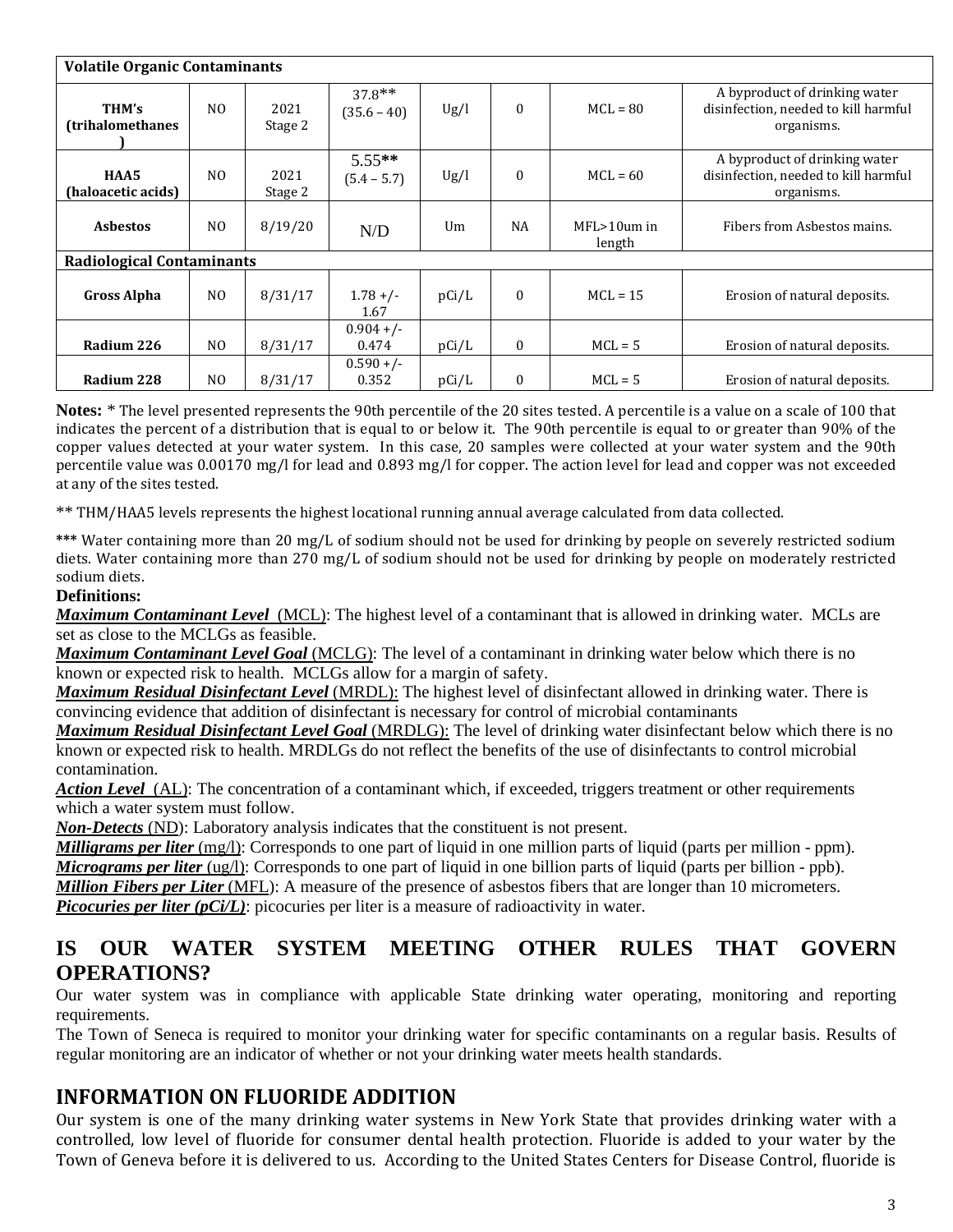| Volatile Organic Contaminants | | | | | | | |
|---|---|---|---|---|---|---|---|
| **THM's (trihalomethanes)** | NO | 2021 Stage 2 | 37.8** (35.6 – 40) | Ug/l | 0 | MCL = 80 | A byproduct of drinking water disinfection, needed to kill harmful organisms. |
| **HAA5 (haloacetic acids)** | NO | 2021 Stage 2 | 5.55** (5.4 – 5.7) | Ug/l | 0 | MCL = 60 | A byproduct of drinking water disinfection, needed to kill harmful organisms. |
| **Asbestos** | NO | 8/19/20 | N/D | Um | NA | MFL>10um in length | Fibers from Asbestos mains. |
| **Radiological Contaminants** | | | | | | | |
| **Gross Alpha** | NO | 8/31/17 | 1.78 +/- 1.67 | pCi/L | 0 | MCL = 15 | Erosion of natural deposits. |
| **Radium 226** | NO | 8/31/17 | 0.904 +/- 0.474 | pCi/L | 0 | MCL = 5 | Erosion of natural deposits. |
| **Radium 228** | NO | 8/31/17 | 0.590 +/- 0.352 | pCi/L | 0 | MCL = 5 | Erosion of natural deposits. |

**Notes:** * The level presented represents the 90th percentile of the 20 sites tested. A percentile is a value on a scale of 100 that indicates the percent of a distribution that is equal to or below it. The 90th percentile is equal to or greater than 90% of the copper values detected at your water system. In this case, 20 samples were collected at your water system and the 90th percentile value was 0.00170 mg/l for lead and 0.893 mg/l for copper. The action level for lead and copper was not exceeded at any of the sites tested.

** THM/HAA5 levels represents the highest locational running annual average calculated from data collected.

*** Water containing more than 20 mg/L of sodium should not be used for drinking by people on severely restricted sodium diets. Water containing more than 270 mg/L of sodium should not be used for drinking by people on moderately restricted sodium diets.

**Definitions:**

***Maximum Contaminant Level*** (MCL): The highest level of a contaminant that is allowed in drinking water. MCLs are set as close to the MCLGs as feasible.

***Maximum Contaminant Level Goal*** (MCLG): The level of a contaminant in drinking water below which there is no known or expected risk to health. MCLGs allow for a margin of safety.

***Maximum Residual Disinfectant Level*** (MRDL): The highest level of disinfectant allowed in drinking water. There is convincing evidence that addition of disinfectant is necessary for control of microbial contaminants

***Maximum Residual Disinfectant Level Goal*** (MRDLG): The level of drinking water disinfectant below which there is no known or expected risk to health. MRDLGs do not reflect the benefits of the use of disinfectants to control microbial contamination.

***Action Level*** (AL): The concentration of a contaminant which, if exceeded, triggers treatment or other requirements which a water system must follow.

***Non-Detects*** (ND): Laboratory analysis indicates that the constituent is not present.

***Milligrams per liter*** (mg/l): Corresponds to one part of liquid in one million parts of liquid (parts per million - ppm).

***Micrograms per liter*** (ug/l): Corresponds to one part of liquid in one billion parts of liquid (parts per billion - ppb).

***Million Fibers per Liter*** (MFL): A measure of the presence of asbestos fibers that are longer than 10 micrometers.

***Picocuries per liter (pCi/L)***: picocuries per liter is a measure of radioactivity in water.

## IS OUR WATER SYSTEM MEETING OTHER RULES THAT GOVERN OPERATIONS?

Our water system was in compliance with applicable State drinking water operating, monitoring and reporting requirements.

The Town of Seneca is required to monitor your drinking water for specific contaminants on a regular basis. Results of regular monitoring are an indicator of whether or not your drinking water meets health standards.

## INFORMATION ON FLUORIDE ADDITION

Our system is one of the many drinking water systems in New York State that provides drinking water with a controlled, low level of fluoride for consumer dental health protection. Fluoride is added to your water by the Town of Geneva before it is delivered to us. According to the United States Centers for Disease Control, fluoride is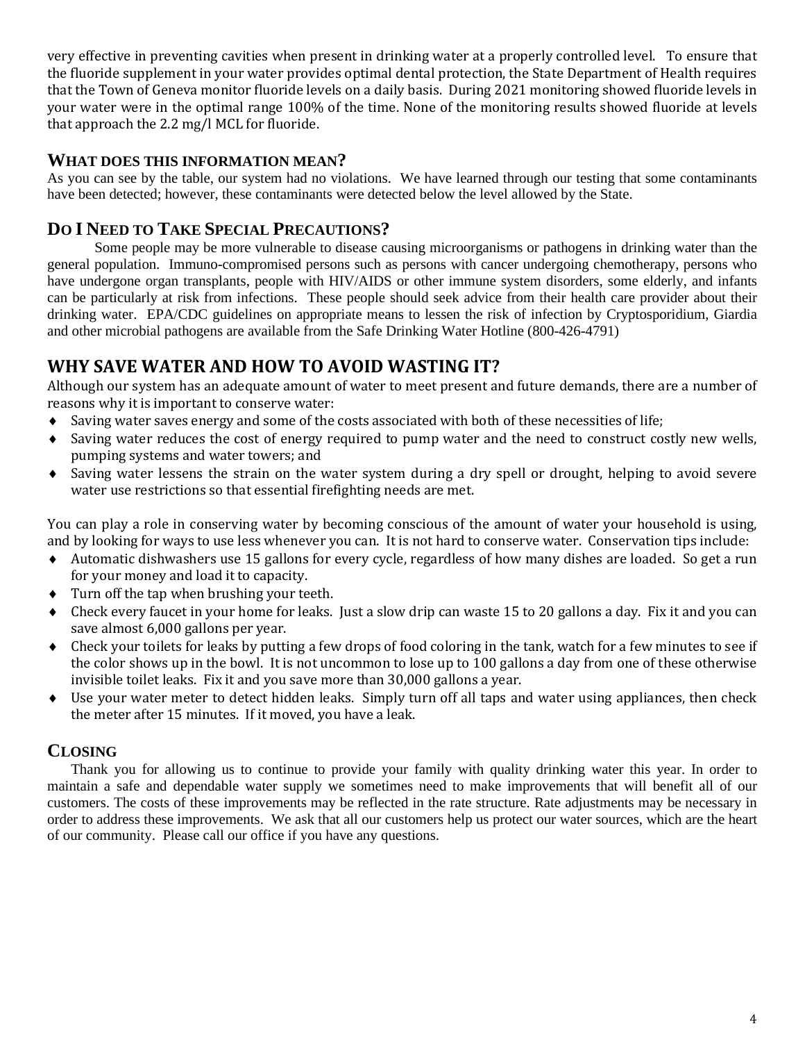very effective in preventing cavities when present in drinking water at a properly controlled level. To ensure that the fluoride supplement in your water provides optimal dental protection, the State Department of Health requires that the Town of Geneva monitor fluoride levels on a daily basis. During 2021 monitoring showed fluoride levels in your water were in the optimal range 100% of the time. None of the monitoring results showed fluoride at levels that approach the 2.2 mg/l MCL for fluoride.

## WHAT DOES THIS INFORMATION MEAN?

As you can see by the table, our system had no violations. We have learned through our testing that some contaminants have been detected; however, these contaminants were detected below the level allowed by the State.

## DO I NEED TO TAKE SPECIAL PRECAUTIONS?

Some people may be more vulnerable to disease causing microorganisms or pathogens in drinking water than the general population. Immuno-compromised persons such as persons with cancer undergoing chemotherapy, persons who have undergone organ transplants, people with HIV/AIDS or other immune system disorders, some elderly, and infants can be particularly at risk from infections. These people should seek advice from their health care provider about their drinking water. EPA/CDC guidelines on appropriate means to lessen the risk of infection by Cryptosporidium, Giardia and other microbial pathogens are available from the Safe Drinking Water Hotline (800-426-4791)

## WHY SAVE WATER AND HOW TO AVOID WASTING IT?

Although our system has an adequate amount of water to meet present and future demands, there are a number of reasons why it is important to conserve water:

- Saving water saves energy and some of the costs associated with both of these necessities of life;
- Saving water reduces the cost of energy required to pump water and the need to construct costly new wells, pumping systems and water towers; and
- Saving water lessens the strain on the water system during a dry spell or drought, helping to avoid severe water use restrictions so that essential firefighting needs are met.

You can play a role in conserving water by becoming conscious of the amount of water your household is using, and by looking for ways to use less whenever you can. It is not hard to conserve water. Conservation tips include:

- Automatic dishwashers use 15 gallons for every cycle, regardless of how many dishes are loaded. So get a run for your money and load it to capacity.
- Turn off the tap when brushing your teeth.
- Check every faucet in your home for leaks. Just a slow drip can waste 15 to 20 gallons a day. Fix it and you can save almost 6,000 gallons per year.
- Check your toilets for leaks by putting a few drops of food coloring in the tank, watch for a few minutes to see if the color shows up in the bowl. It is not uncommon to lose up to 100 gallons a day from one of these otherwise invisible toilet leaks. Fix it and you save more than 30,000 gallons a year.
- Use your water meter to detect hidden leaks. Simply turn off all taps and water using appliances, then check the meter after 15 minutes. If it moved, you have a leak.

## CLOSING

Thank you for allowing us to continue to provide your family with quality drinking water this year. In order to maintain a safe and dependable water supply we sometimes need to make improvements that will benefit all of our customers. The costs of these improvements may be reflected in the rate structure. Rate adjustments may be necessary in order to address these improvements. We ask that all our customers help us protect our water sources, which are the heart of our community. Please call our office if you have any questions.